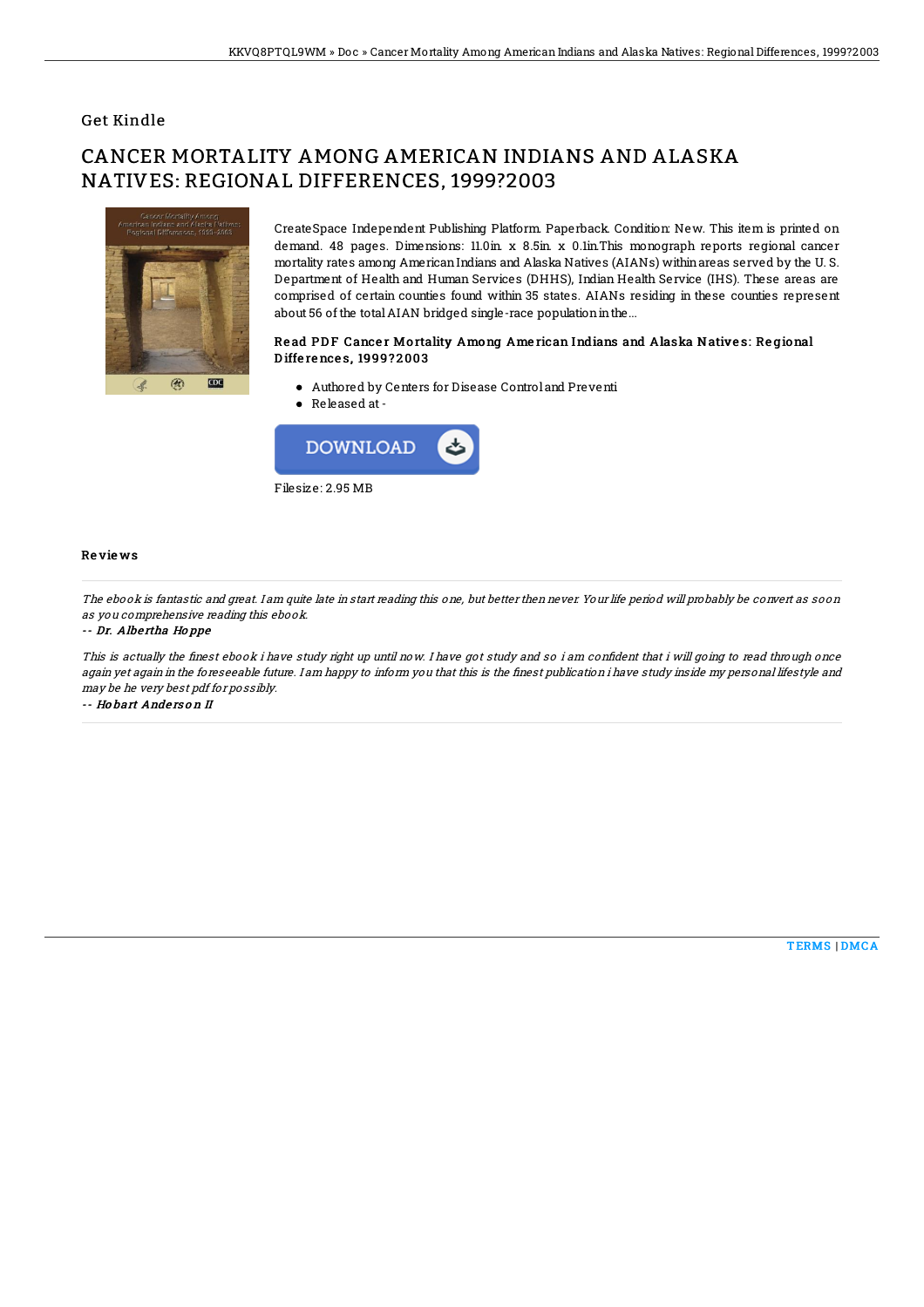Get Kindle

# CANCER MORTALITY AMONG AMERICAN INDIANS AND ALASKA NATIVES: REGIONAL DIFFERENCES, 1999?2003

CreateSpace Independent Publishing Platform. Paperback. Condition: New. This item is printed on demand. 48 pages. Dimensions: 11.0in. x 8.5in. x 0.1in.This monograph reports regional cancer mortality rates among American Indians and Alaska Natives (AIANs) within areas served by the U. S. Department of Health and Human Services (DHHS), Indian Health Service (IHS). These areas are comprised of certain counties found within 35 states. AIANs residing in these counties represent about 56 of the total AIAN bridged single-race population in the...

### Read PDF Cancer Mortality Among American Indians and Alaska Natives: Regional Differences, 1999?2003

- Authored by Centers for Disease Control and Preventi
- Released at -

DOWNLOAD

Filesize: 2.95 MB

## Reviews

*The ebook is fantastic and great. I am quite late in start reading this one, but better then never. Your life period will probably be convert as soon as you comprehensive reading this ebook.*

*-- Dr. Albertha Hoppe*

*This is actually the finest ebook i have study right up until now. I have got study and so i am confident that i will going to read through once again yet again in the foreseeable future. I am happy to inform you that this is the finest publication i have study inside my personal lifestyle and may be he very best pdf for possibly.*

*-- Hobart Anderson II*

TERMS | DMCA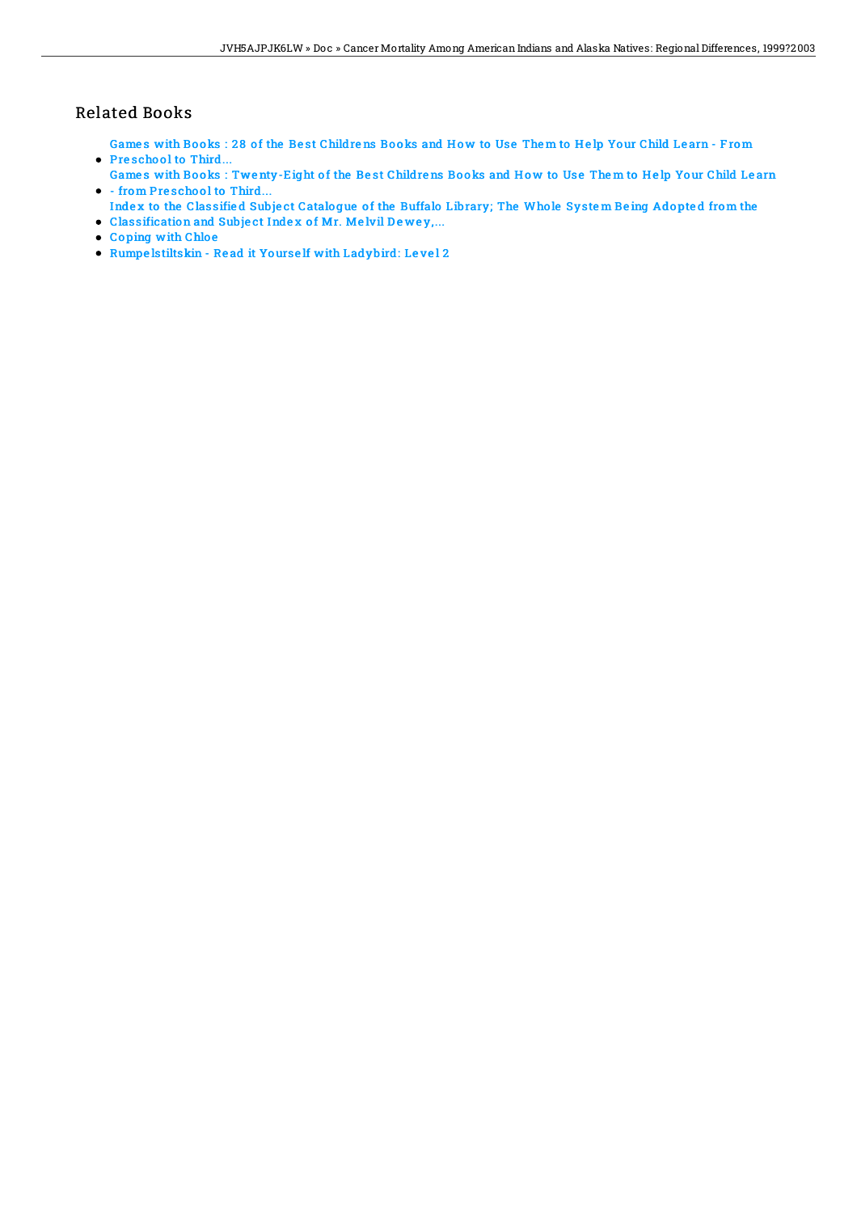## Related Books

- Games with Books : 28 of the Best Childrens Books and How to Use Them to Help Your Child Learn - From Preschool to Third...
- Games with Books : Twenty-Eight of the Best Childrens Books and How to Use Them to Help Your Child Learn - from Preschool to Third...
- Index to the Classified Subject Catalogue of the Buffalo Library; The Whole System Being Adopted from the Classification and Subject Index of Mr. Melvil Dewey,...
- Coping with Chloe
- Rumpelstiltskin - Read it Yourself with Ladybird: Level 2